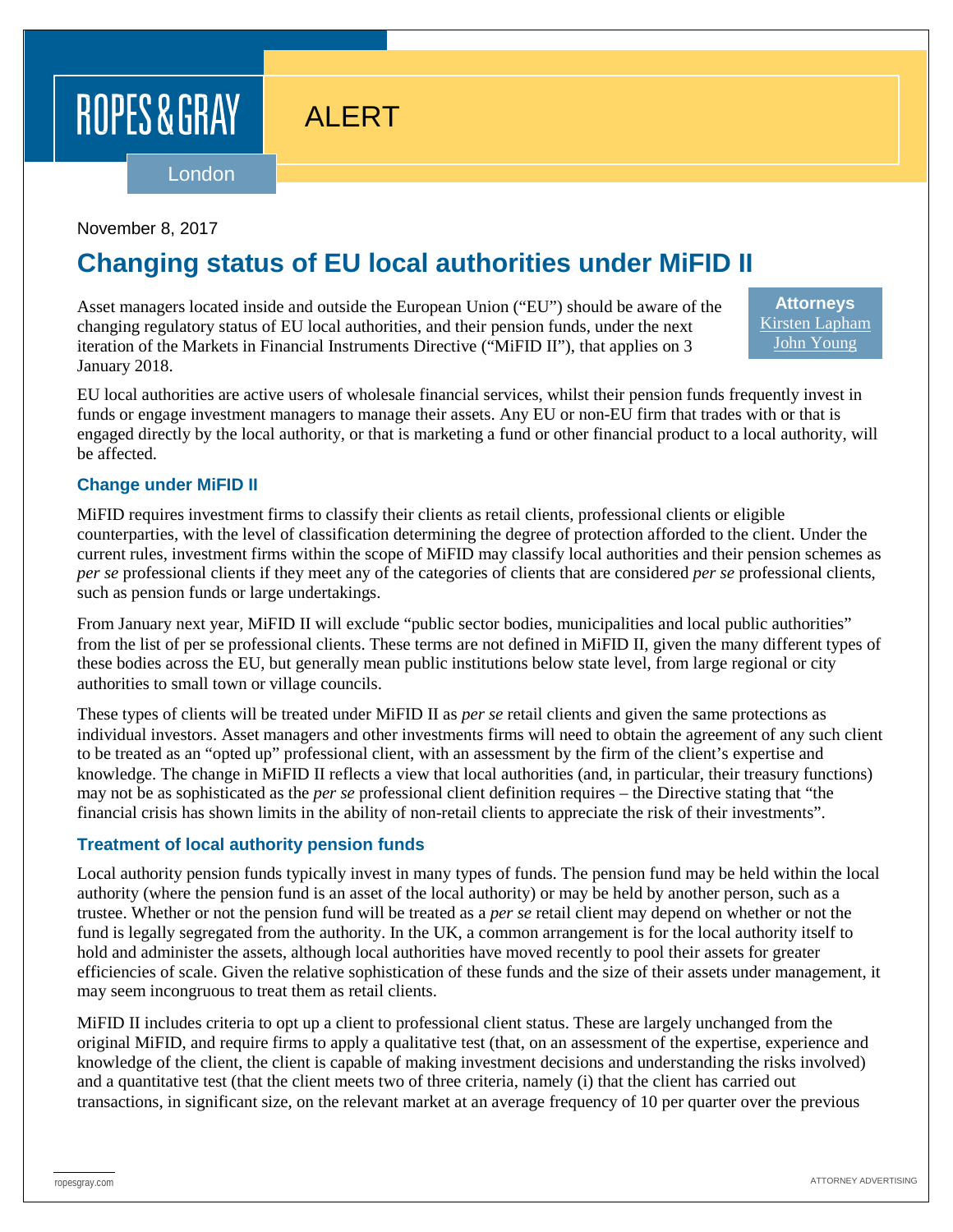ROPES & GRAY

ALERT

London

November 8, 2017

# Changing status of EU local authorities under MiFID II

**Attorneys**
Kirsten Lapham
John Young

Asset managers located inside and outside the European Union ("EU") should be aware of the changing regulatory status of EU local authorities, and their pension funds, under the next iteration of the Markets in Financial Instruments Directive ("MiFID II"), that applies on 3 January 2018.

EU local authorities are active users of wholesale financial services, whilst their pension funds frequently invest in funds or engage investment managers to manage their assets. Any EU or non-EU firm that trades with or that is engaged directly by the local authority, or that is marketing a fund or other financial product to a local authority, will be affected.

## Change under MiFID II

MiFID requires investment firms to classify their clients as retail clients, professional clients or eligible counterparties, with the level of classification determining the degree of protection afforded to the client. Under the current rules, investment firms within the scope of MiFID may classify local authorities and their pension schemes as *per se* professional clients if they meet any of the categories of clients that are considered *per se* professional clients, such as pension funds or large undertakings.

From January next year, MiFID II will exclude "public sector bodies, municipalities and local public authorities" from the list of per se professional clients. These terms are not defined in MiFID II, given the many different types of these bodies across the EU, but generally mean public institutions below state level, from large regional or city authorities to small town or village councils.

These types of clients will be treated under MiFID II as *per se* retail clients and given the same protections as individual investors. Asset managers and other investments firms will need to obtain the agreement of any such client to be treated as an "opted up" professional client, with an assessment by the firm of the client's expertise and knowledge. The change in MiFID II reflects a view that local authorities (and, in particular, their treasury functions) may not be as sophisticated as the *per se* professional client definition requires – the Directive stating that "the financial crisis has shown limits in the ability of non-retail clients to appreciate the risk of their investments".

## Treatment of local authority pension funds

Local authority pension funds typically invest in many types of funds. The pension fund may be held within the local authority (where the pension fund is an asset of the local authority) or may be held by another person, such as a trustee. Whether or not the pension fund will be treated as a *per se* retail client may depend on whether or not the fund is legally segregated from the authority. In the UK, a common arrangement is for the local authority itself to hold and administer the assets, although local authorities have moved recently to pool their assets for greater efficiencies of scale. Given the relative sophistication of these funds and the size of their assets under management, it may seem incongruous to treat them as retail clients.

MiFID II includes criteria to opt up a client to professional client status. These are largely unchanged from the original MiFID, and require firms to apply a qualitative test (that, on an assessment of the expertise, experience and knowledge of the client, the client is capable of making investment decisions and understanding the risks involved) and a quantitative test (that the client meets two of three criteria, namely (i) that the client has carried out transactions, in significant size, on the relevant market at an average frequency of 10 per quarter over the previous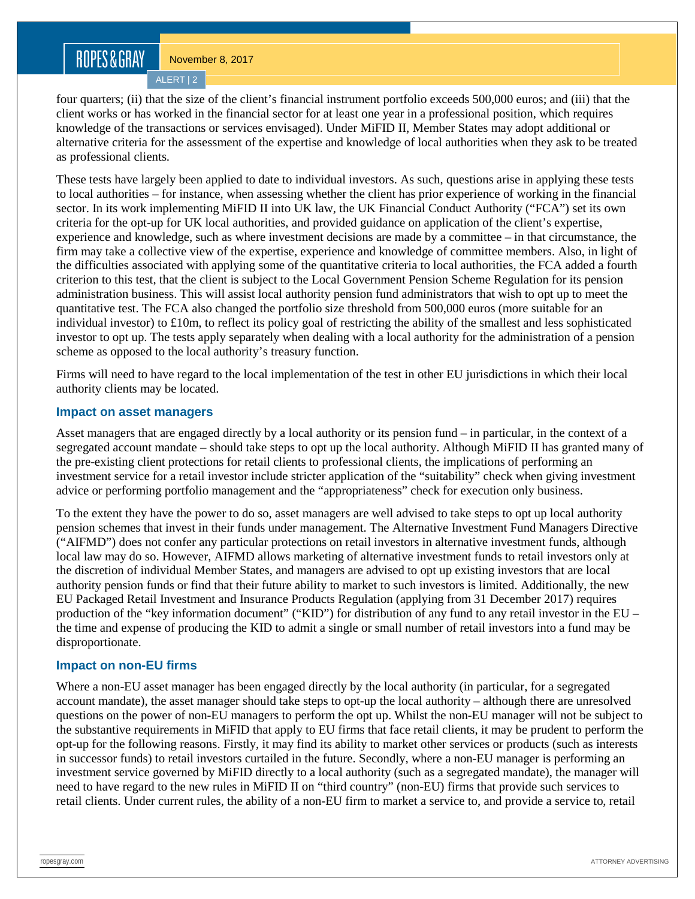four quarters; (ii) that the size of the client's financial instrument portfolio exceeds 500,000 euros; and (iii) that the client works or has worked in the financial sector for at least one year in a professional position, which requires knowledge of the transactions or services envisaged). Under MiFID II, Member States may adopt additional or alternative criteria for the assessment of the expertise and knowledge of local authorities when they ask to be treated as professional clients.

These tests have largely been applied to date to individual investors. As such, questions arise in applying these tests to local authorities – for instance, when assessing whether the client has prior experience of working in the financial sector. In its work implementing MiFID II into UK law, the UK Financial Conduct Authority ("FCA") set its own criteria for the opt-up for UK local authorities, and provided guidance on application of the client's expertise, experience and knowledge, such as where investment decisions are made by a committee – in that circumstance, the firm may take a collective view of the expertise, experience and knowledge of committee members. Also, in light of the difficulties associated with applying some of the quantitative criteria to local authorities, the FCA added a fourth criterion to this test, that the client is subject to the Local Government Pension Scheme Regulation for its pension administration business. This will assist local authority pension fund administrators that wish to opt up to meet the quantitative test. The FCA also changed the portfolio size threshold from 500,000 euros (more suitable for an individual investor) to £10m, to reflect its policy goal of restricting the ability of the smallest and less sophisticated investor to opt up. The tests apply separately when dealing with a local authority for the administration of a pension scheme as opposed to the local authority's treasury function.

Firms will need to have regard to the local implementation of the test in other EU jurisdictions in which their local authority clients may be located.

### Impact on asset managers

Asset managers that are engaged directly by a local authority or its pension fund – in particular, in the context of a segregated account mandate – should take steps to opt up the local authority. Although MiFID II has granted many of the pre-existing client protections for retail clients to professional clients, the implications of performing an investment service for a retail investor include stricter application of the "suitability" check when giving investment advice or performing portfolio management and the "appropriateness" check for execution only business.

To the extent they have the power to do so, asset managers are well advised to take steps to opt up local authority pension schemes that invest in their funds under management. The Alternative Investment Fund Managers Directive ("AIFMD") does not confer any particular protections on retail investors in alternative investment funds, although local law may do so. However, AIFMD allows marketing of alternative investment funds to retail investors only at the discretion of individual Member States, and managers are advised to opt up existing investors that are local authority pension funds or find that their future ability to market to such investors is limited. Additionally, the new EU Packaged Retail Investment and Insurance Products Regulation (applying from 31 December 2017) requires production of the "key information document" ("KID") for distribution of any fund to any retail investor in the EU – the time and expense of producing the KID to admit a single or small number of retail investors into a fund may be disproportionate.

### Impact on non-EU firms

Where a non-EU asset manager has been engaged directly by the local authority (in particular, for a segregated account mandate), the asset manager should take steps to opt-up the local authority – although there are unresolved questions on the power of non-EU managers to perform the opt up. Whilst the non-EU manager will not be subject to the substantive requirements in MiFID that apply to EU firms that face retail clients, it may be prudent to perform the opt-up for the following reasons. Firstly, it may find its ability to market other services or products (such as interests in successor funds) to retail investors curtailed in the future. Secondly, where a non-EU manager is performing an investment service governed by MiFID directly to a local authority (such as a segregated mandate), the manager will need to have regard to the new rules in MiFID II on "third country" (non-EU) firms that provide such services to retail clients. Under current rules, the ability of a non-EU firm to market a service to, and provide a service to, retail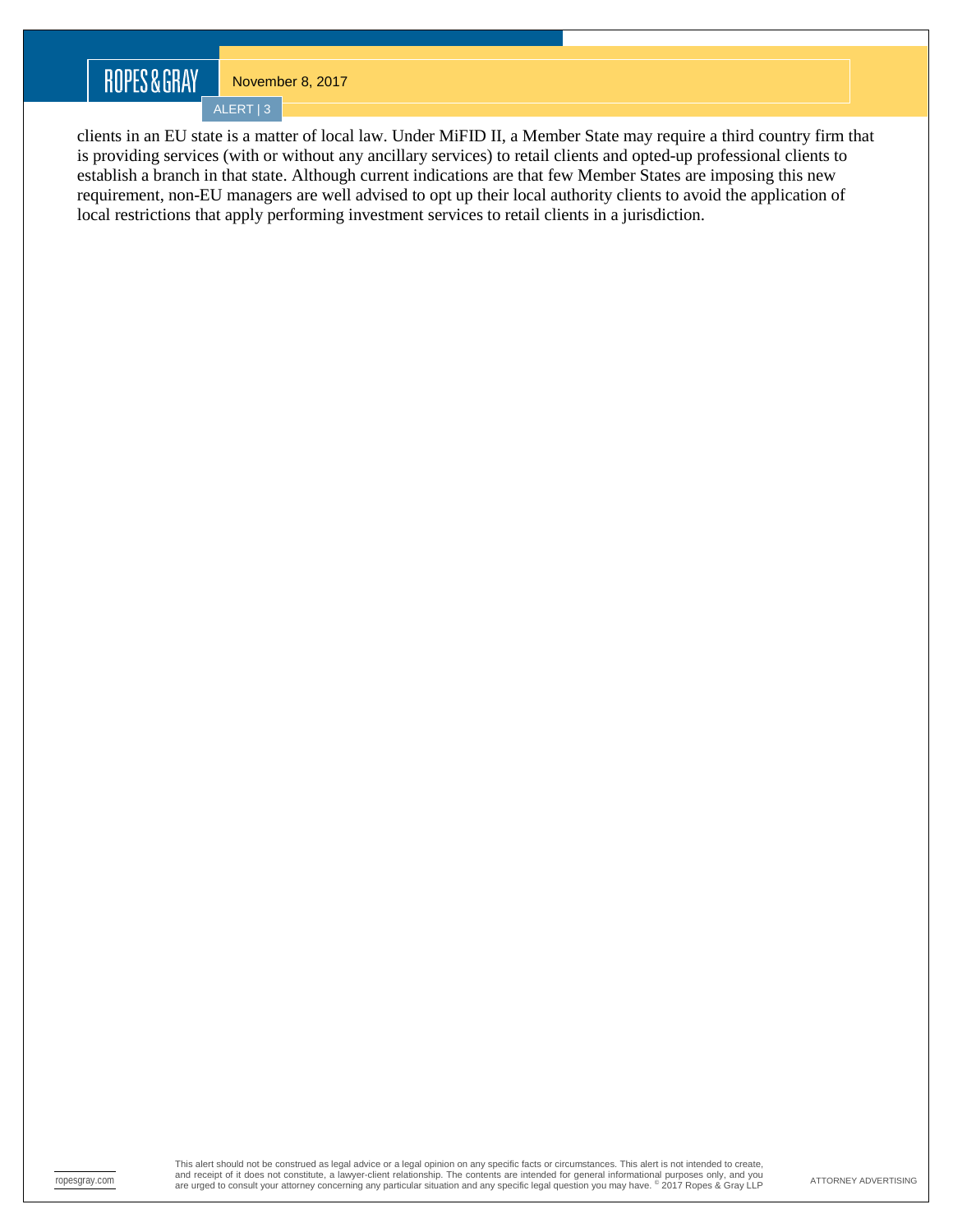clients in an EU state is a matter of local law. Under MiFID II, a Member State may require a third country firm that is providing services (with or without any ancillary services) to retail clients and opted-up professional clients to establish a branch in that state. Although current indications are that few Member States are imposing this new requirement, non-EU managers are well advised to opt up their local authority clients to avoid the application of local restrictions that apply performing investment services to retail clients in a jurisdiction.